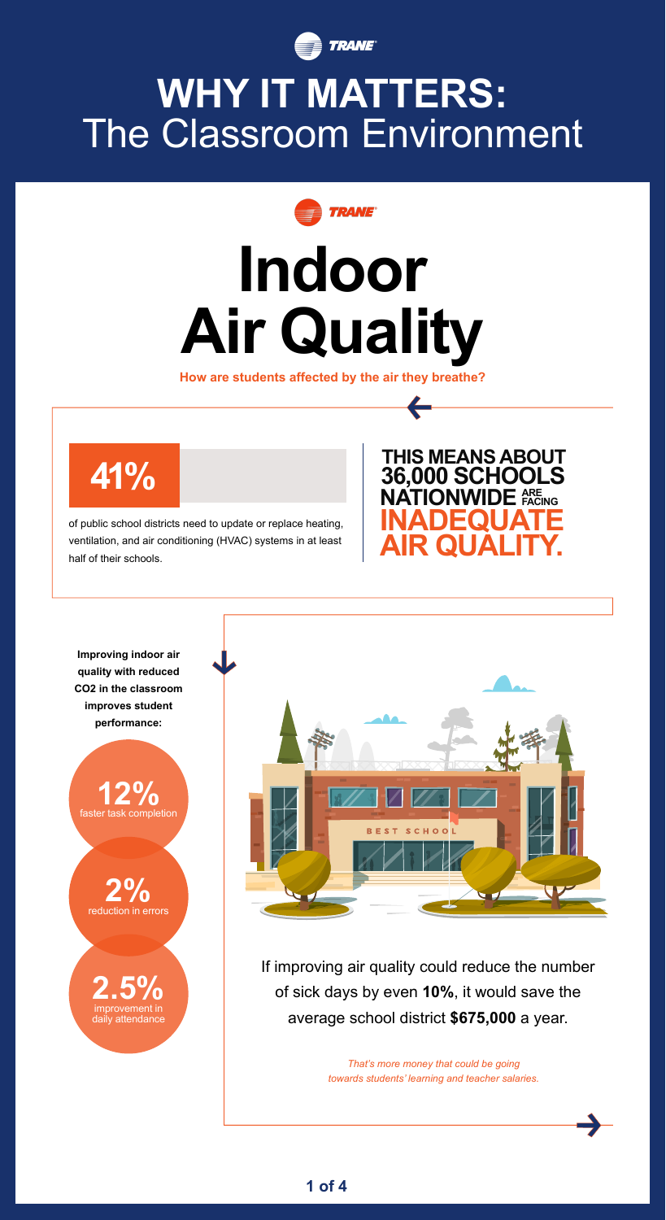# WHY IT MATTERS: The Classroom Environment

TRANE

# Indoor Air Quality

**How are students affected by the air they breathe?**

**41%**

of public school districts need to update or replace heating, ventilation, and air conditioning (HVAC) systems in at least half of their schools.

**THIS MEANS ABOUT 36,000 SCHOOLS NATIONWIDE ARE FACING INADEQUATE AIR QUALITY.**

**Improving indoor air quality with reduced $CO_2$ in the classroom improves student performance:**

- **12%** faster task completion
- **2%** reduction in errors
- **2.5%** improvement in daily attendance

BEST SCHOOL

If improving air quality could reduce the number of sick days by even **10%**, it would save the average school district **$675,000** a year.

*That's more money that could be going towards students' learning and teacher salaries.*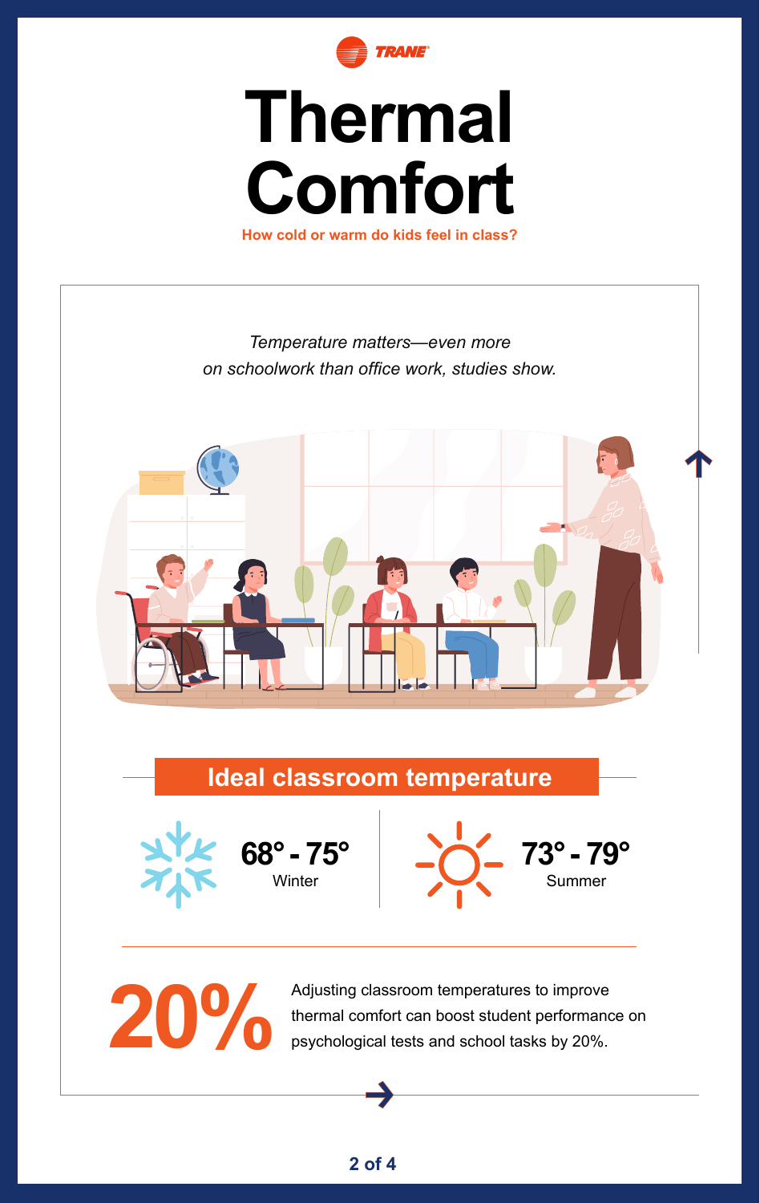TRANE

# Thermal Comfort

**How cold or warm do kids feel in class?**

*Temperature matters—even more on schoolwork than office work, studies show.*

## Ideal classroom temperature

**68° - 75°**
Winter

**73° - 79°**
Summer

**20%**

Adjusting classroom temperatures to improve thermal comfort can boost student performance on psychological tests and school tasks by 20%.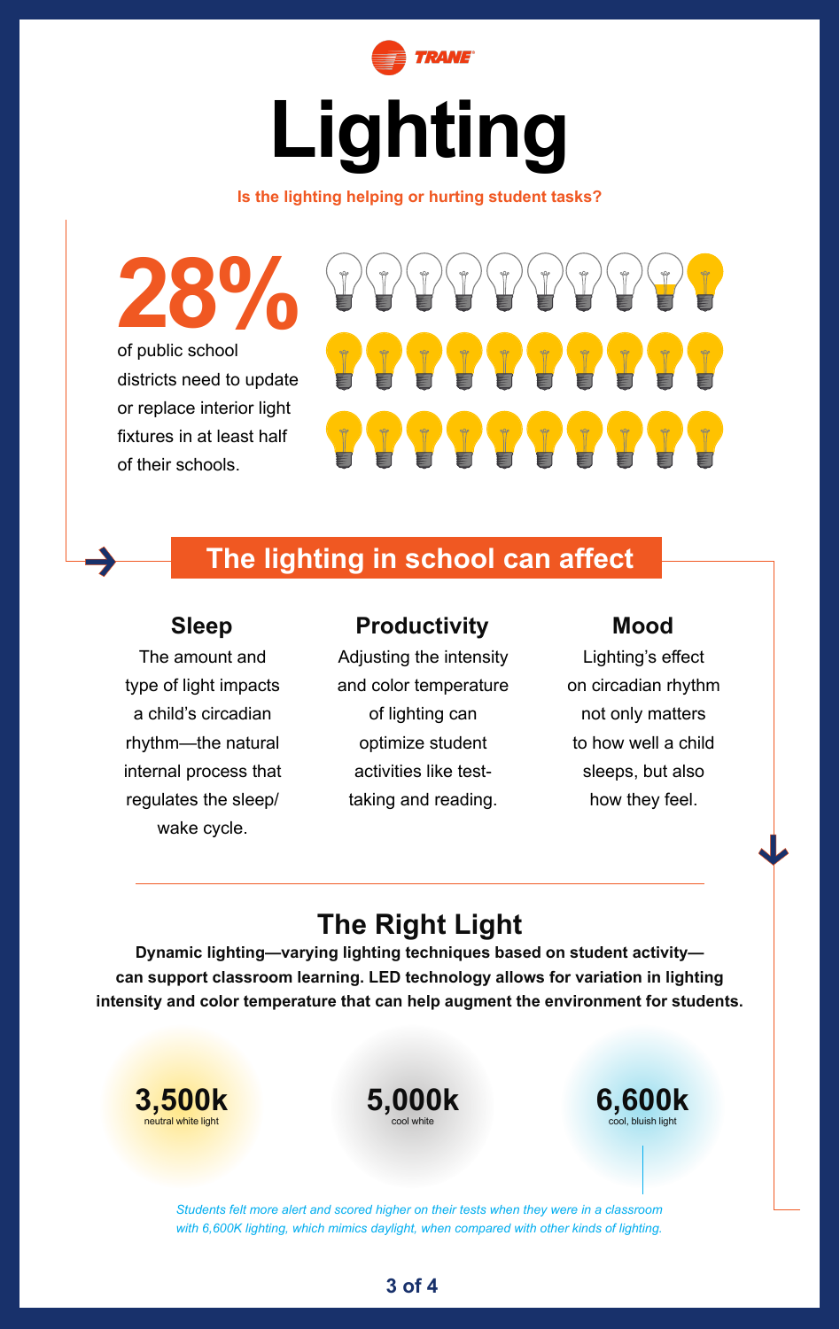TRANE

# Lighting

**Is the lighting helping or hurting student tasks?**

**28%** of public school districts need to update or replace interior light fixtures in at least half of their schools.

## The lighting in school can affect

### Sleep

The amount and type of light impacts a child's circadian rhythm—the natural internal process that regulates the sleep/wake cycle.

### Productivity

Adjusting the intensity and color temperature of lighting can optimize student activities like test-taking and reading.

### Mood

Lighting's effect on circadian rhythm not only matters to how well a child sleeps, but also how they feel.

## The Right Light

**Dynamic lighting—varying lighting techniques based on student activity—can support classroom learning. LED technology allows for variation in lighting intensity and color temperature that can help augment the environment for students.**

**3,500k**
neutral white light

**5,000k**
cool white

**6,600k**
cool, bluish light

*Students felt more alert and scored higher on their tests when they were in a classroom with 6,600K lighting, which mimics daylight, when compared with other kinds of lighting.*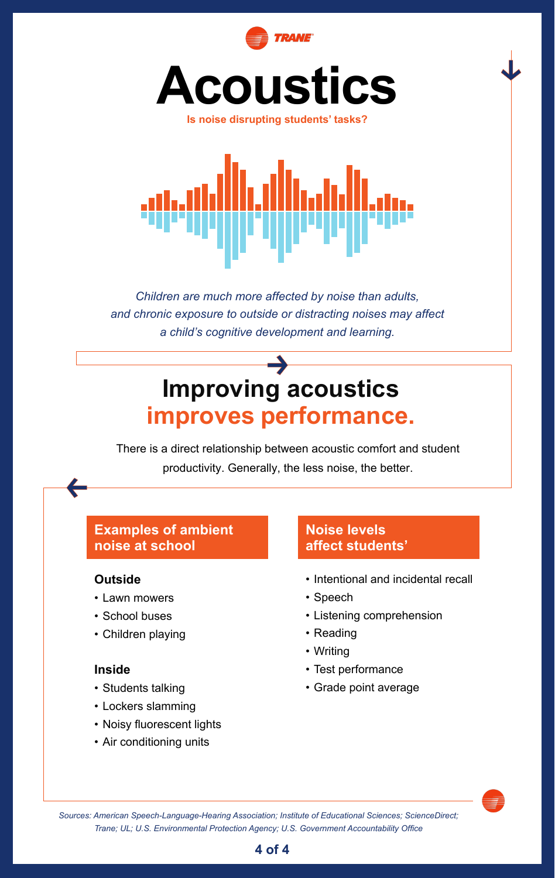TRANE

# Acoustics

**Is noise disrupting students' tasks?**

*Children are much more affected by noise than adults, and chronic exposure to outside or distracting noises may affect a child's cognitive development and learning.*

## Improving acoustics improves performance.

There is a direct relationship between acoustic comfort and student productivity. Generally, the less noise, the better.

### Examples of ambient noise at school

**Outside**

- Lawn mowers
- School buses
- Children playing

**Inside**

- Students talking
- Lockers slamming
- Noisy fluorescent lights
- Air conditioning units

### Noise levels affect students'

- Intentional and incidental recall
- Speech
- Listening comprehension
- Reading
- Writing
- Test performance
- Grade point average

*Sources: American Speech-Language-Hearing Association; Institute of Educational Sciences; ScienceDirect; Trane; UL; U.S. Environmental Protection Agency; U.S. Government Accountability Office*